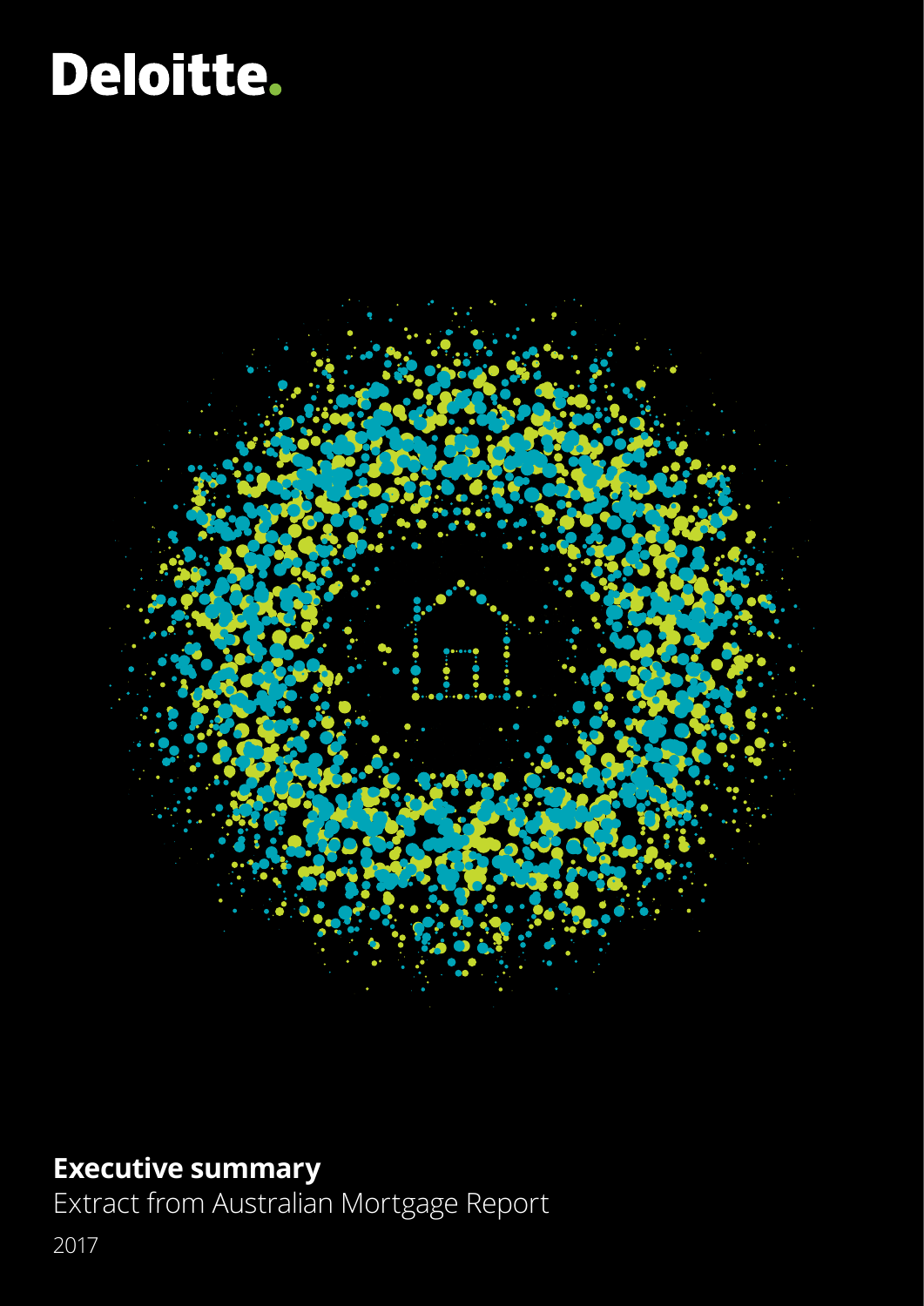Deloitte.

# Executive summary

Extract from Australian Mortgage Report

2017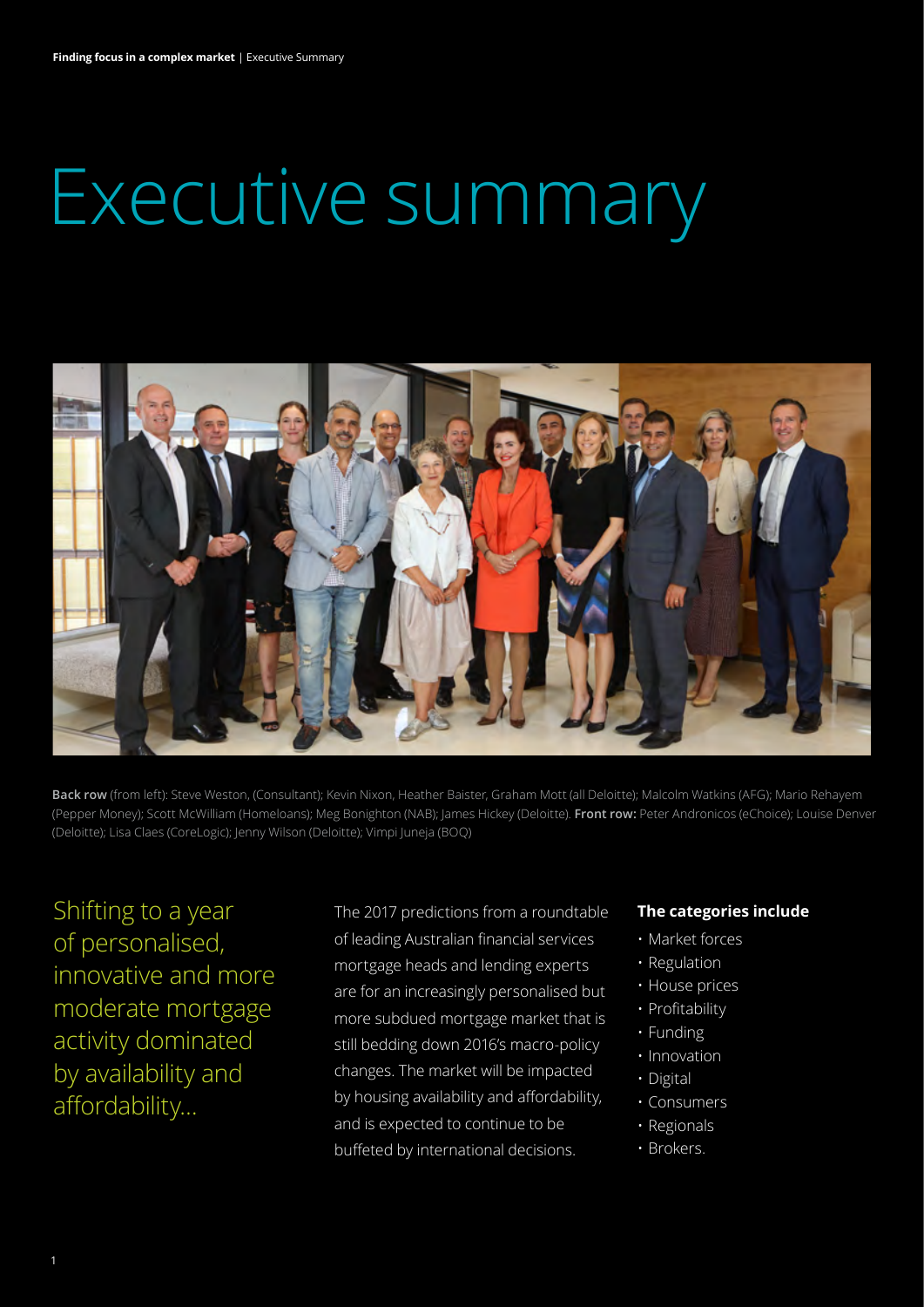# Executive summary

**Back row** (from left): Steve Weston, (Consultant); Kevin Nixon, Heather Baister, Graham Mott (all Deloitte); Malcolm Watkins (AFG); Mario Rehayem (Pepper Money); Scott McWilliam (Homeloans); Meg Bonighton (NAB); James Hickey (Deloitte). **Front row:** Peter Andronicos (eChoice); Louise Denver (Deloitte); Lisa Claes (CoreLogic); Jenny Wilson (Deloitte); Vimpi Juneja (BOQ)

## Shifting to a year of personalised, innovative and more moderate mortgage activity dominated by availability and affordability...

The 2017 predictions from a roundtable of leading Australian financial services mortgage heads and lending experts are for an increasingly personalised but more subdued mortgage market that is still bedding down 2016's macro-policy changes. The market will be impacted by housing availability and affordability, and is expected to continue to be buffeted by international decisions.

**The categories include**

- Market forces
- Regulation
- House prices
- Profitability
- Funding
- Innovation
- Digital
- Consumers
- Regionals
- Brokers.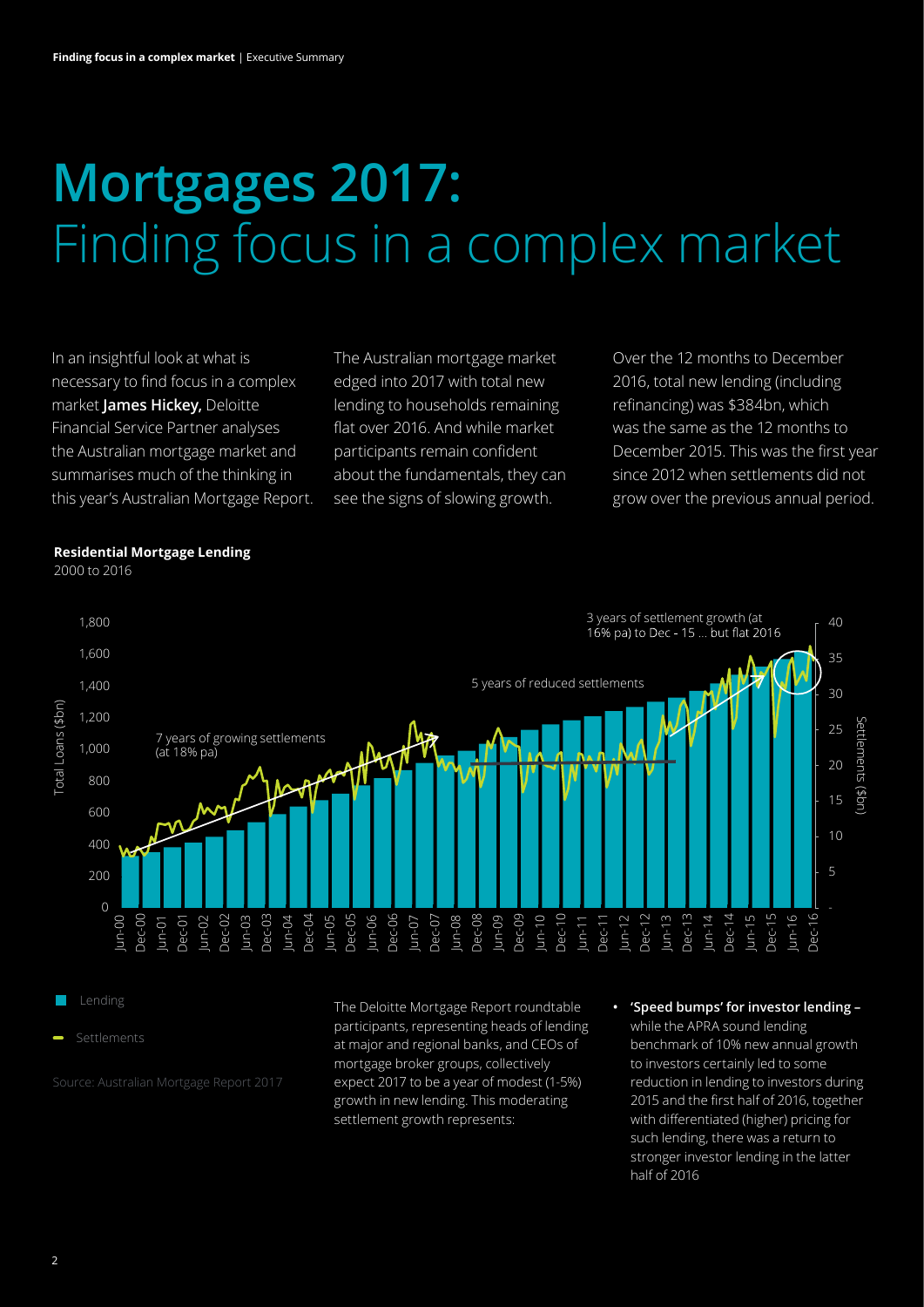# Mortgages 2017: Finding focus in a complex market

In an insightful look at what is necessary to find focus in a complex market **James Hickey,** Deloitte Financial Service Partner analyses the Australian mortgage market and summarises much of the thinking in this year's Australian Mortgage Report.

The Australian mortgage market edged into 2017 with total new lending to households remaining flat over 2016. And while market participants remain confident about the fundamentals, they can see the signs of slowing growth.

Over the 12 months to December 2016, total new lending (including refinancing) was $384bn, which was the same as the 12 months to December 2015. This was the first year since 2012 when settlements did not grow over the previous annual period.

**Residential Mortgage Lending**
2000 to 2016

Annotations: 7 years of growing settlements (at 18% pa); 5 years of reduced settlements; 3 years of settlement growth (at 16% pa) to Dec - 15 ... but flat 2016

Left axis: Total Loans ($bn), 0–1,800. Right axis: Settlements ($bn), 0–40. X-axis: Jun-00 to Dec-16.

Legend: Lending; Settlements

Source: Australian Mortgage Report 2017

The Deloitte Mortgage Report roundtable participants, representing heads of lending at major and regional banks, and CEOs of mortgage broker groups, collectively expect 2017 to be a year of modest (1-5%) growth in new lending. This moderating settlement growth represents:

- **'Speed bumps' for investor lending –** while the APRA sound lending benchmark of 10% new annual growth to investors certainly led to some reduction in lending to investors during 2015 and the first half of 2016, together with differentiated (higher) pricing for such lending, there was a return to stronger investor lending in the latter half of 2016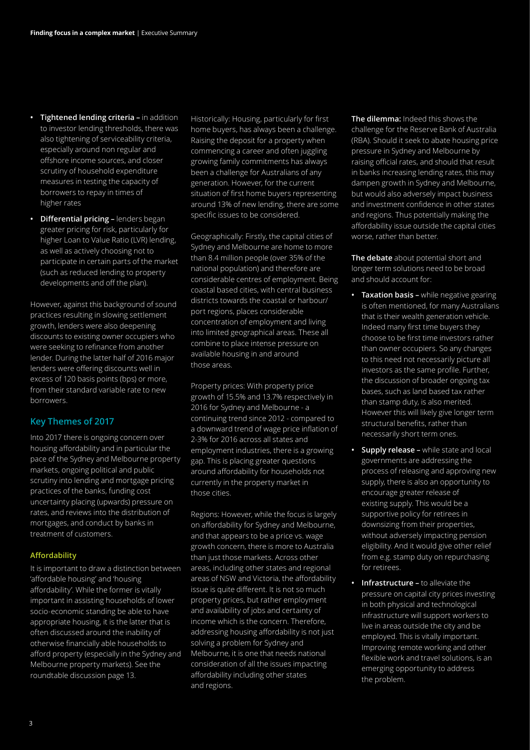- **Tightened lending criteria –** in addition to investor lending thresholds, there was also tightening of serviceability criteria, especially around non regular and offshore income sources, and closer scrutiny of household expenditure measures in testing the capacity of borrowers to repay in times of higher rates
- **Differential pricing –** lenders began greater pricing for risk, particularly for higher Loan to Value Ratio (LVR) lending, as well as actively choosing not to participate in certain parts of the market (such as reduced lending to property developments and off the plan).

However, against this background of sound practices resulting in slowing settlement growth, lenders were also deepening discounts to existing owner occupiers who were seeking to refinance from another lender. During the latter half of 2016 major lenders were offering discounts well in excess of 120 basis points (bps) or more, from their standard variable rate to new borrowers.

## Key Themes of 2017

Into 2017 there is ongoing concern over housing affordability and in particular the pace of the Sydney and Melbourne property markets, ongoing political and public scrutiny into lending and mortgage pricing practices of the banks, funding cost uncertainty placing (upwards) pressure on rates, and reviews into the distribution of mortgages, and conduct by banks in treatment of customers.

### Affordability

It is important to draw a distinction between 'affordable housing' and 'housing affordability'. While the former is vitally important in assisting households of lower socio-economic standing be able to have appropriate housing, it is the latter that is often discussed around the inability of otherwise financially able households to afford property (especially in the Sydney and Melbourne property markets). See the roundtable discussion page 13.

Historically: Housing, particularly for first home buyers, has always been a challenge. Raising the deposit for a property when commencing a career and often juggling growing family commitments has always been a challenge for Australians of any generation. However, for the current situation of first home buyers representing around 13% of new lending, there are some specific issues to be considered.

Geographically: Firstly, the capital cities of Sydney and Melbourne are home to more than 8.4 million people (over 35% of the national population) and therefore are considerable centres of employment. Being coastal based cities, with central business districts towards the coastal or harbour/port regions, places considerable concentration of employment and living into limited geographical areas. These all combine to place intense pressure on available housing in and around those areas.

Property prices: With property price growth of 15.5% and 13.7% respectively in 2016 for Sydney and Melbourne - a continuing trend since 2012 - compared to a downward trend of wage price inflation of 2-3% for 2016 across all states and employment industries, there is a growing gap. This is placing greater questions around affordability for households not currently in the property market in those cities.

Regions: However, while the focus is largely on affordability for Sydney and Melbourne, and that appears to be a price vs. wage growth concern, there is more to Australia than just those markets. Across other areas, including other states and regional areas of NSW and Victoria, the affordability issue is quite different. It is not so much property prices, but rather employment and availability of jobs and certainty of income which is the concern. Therefore, addressing housing affordability is not just solving a problem for Sydney and Melbourne, it is one that needs national consideration of all the issues impacting affordability including other states and regions.

**The dilemma:** Indeed this shows the challenge for the Reserve Bank of Australia (RBA). Should it seek to abate housing price pressure in Sydney and Melbourne by raising official rates, and should that result in banks increasing lending rates, this may dampen growth in Sydney and Melbourne, but would also adversely impact business and investment confidence in other states and regions. Thus potentially making the affordability issue outside the capital cities worse, rather than better.

**The debate** about potential short and longer term solutions need to be broad and should account for:

- **Taxation basis –** while negative gearing is often mentioned, for many Australians that is their wealth generation vehicle. Indeed many first time buyers they choose to be first time investors rather than owner occupiers. So any changes to this need not necessarily picture all investors as the same profile. Further, the discussion of broader ongoing tax bases, such as land based tax rather than stamp duty, is also merited. However this will likely give longer term structural benefits, rather than necessarily short term ones.
- **Supply release –** while state and local governments are addressing the process of releasing and approving new supply, there is also an opportunity to encourage greater release of existing supply. This would be a supportive policy for retirees in downsizing from their properties, without adversely impacting pension eligibility. And it would give other relief from e.g. stamp duty on repurchasing for retirees.
- **Infrastructure –** to alleviate the pressure on capital city prices investing in both physical and technological infrastructure will support workers to live in areas outside the city and be employed. This is vitally important. Improving remote working and other flexible work and travel solutions, is an emerging opportunity to address the problem.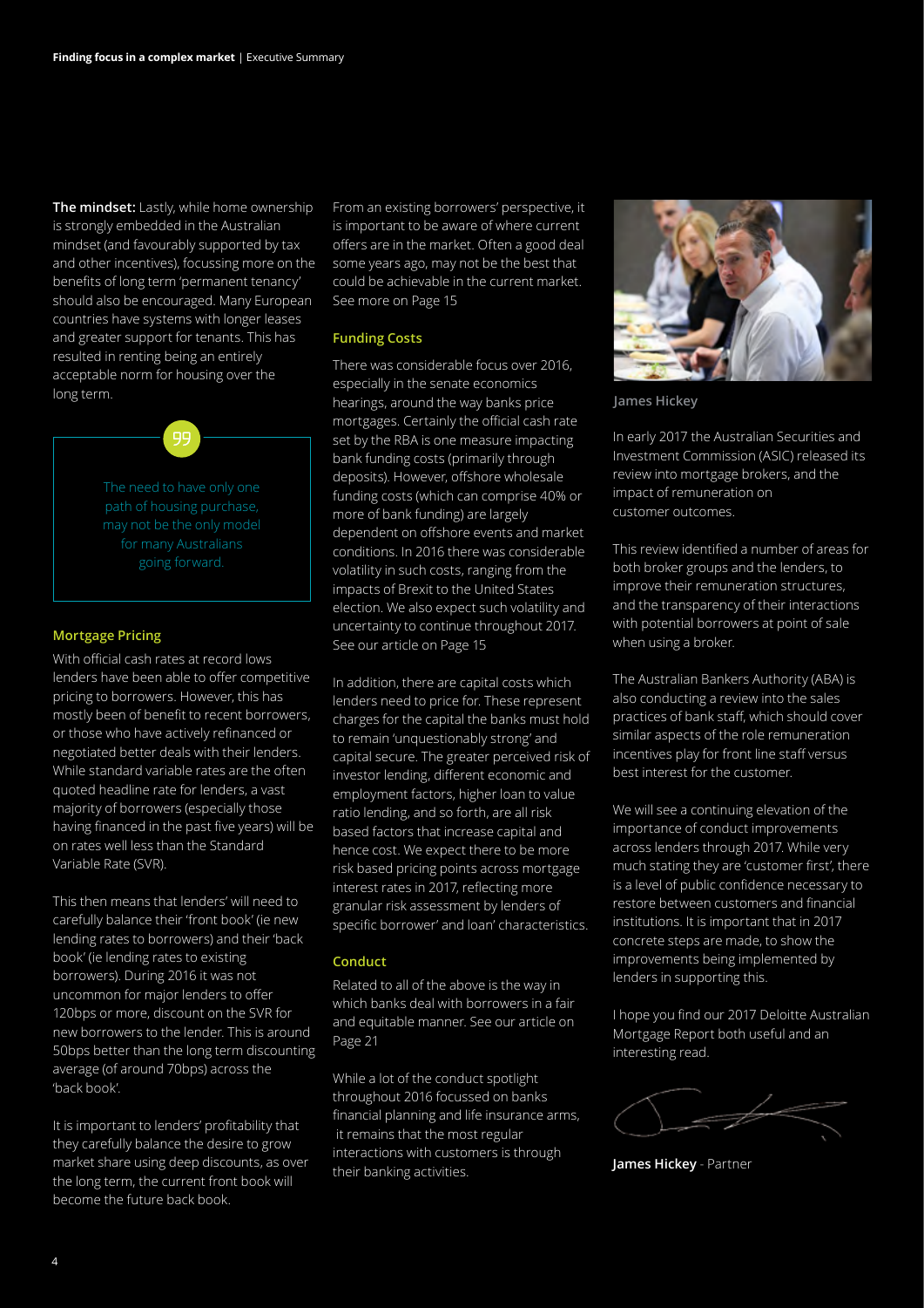**The mindset:** Lastly, while home ownership is strongly embedded in the Australian mindset (and favourably supported by tax and other incentives), focussing more on the benefits of long term 'permanent tenancy' should also be encouraged. Many European countries have systems with longer leases and greater support for tenants. This has resulted in renting being an entirely acceptable norm for housing over the long term.

> The need to have only one path of housing purchase, may not be the only model for many Australians going forward.

### Mortgage Pricing

With official cash rates at record lows lenders have been able to offer competitive pricing to borrowers. However, this has mostly been of benefit to recent borrowers, or those who have actively refinanced or negotiated better deals with their lenders. While standard variable rates are the often quoted headline rate for lenders, a vast majority of borrowers (especially those having financed in the past five years) will be on rates well less than the Standard Variable Rate (SVR).

This then means that lenders' will need to carefully balance their 'front book' (ie new lending rates to borrowers) and their 'back book' (ie lending rates to existing borrowers). During 2016 it was not uncommon for major lenders to offer 120bps or more, discount on the SVR for new borrowers to the lender. This is around 50bps better than the long term discounting average (of around 70bps) across the 'back book'.

It is important to lenders' profitability that they carefully balance the desire to grow market share using deep discounts, as over the long term, the current front book will become the future back book.

From an existing borrowers' perspective, it is important to be aware of where current offers are in the market. Often a good deal some years ago, may not be the best that could be achievable in the current market. See more on Page 15

### Funding Costs

There was considerable focus over 2016, especially in the senate economics hearings, around the way banks price mortgages. Certainly the official cash rate set by the RBA is one measure impacting bank funding costs (primarily through deposits). However, offshore wholesale funding costs (which can comprise 40% or more of bank funding) are largely dependent on offshore events and market conditions. In 2016 there was considerable volatility in such costs, ranging from the impacts of Brexit to the United States election. We also expect such volatility and uncertainty to continue throughout 2017. See our article on Page 15

In addition, there are capital costs which lenders need to price for. These represent charges for the capital the banks must hold to remain 'unquestionably strong' and capital secure. The greater perceived risk of investor lending, different economic and employment factors, higher loan to value ratio lending, and so forth, are all risk based factors that increase capital and hence cost. We expect there to be more risk based pricing points across mortgage interest rates in 2017, reflecting more granular risk assessment by lenders of specific borrower' and loan' characteristics.

### Conduct

Related to all of the above is the way in which banks deal with borrowers in a fair and equitable manner. See our article on Page 21

While a lot of the conduct spotlight throughout 2016 focussed on banks financial planning and life insurance arms, it remains that the most regular interactions with customers is through their banking activities.

James Hickey

In early 2017 the Australian Securities and Investment Commission (ASIC) released its review into mortgage brokers, and the impact of remuneration on customer outcomes.

This review identified a number of areas for both broker groups and the lenders, to improve their remuneration structures, and the transparency of their interactions with potential borrowers at point of sale when using a broker.

The Australian Bankers Authority (ABA) is also conducting a review into the sales practices of bank staff, which should cover similar aspects of the role remuneration incentives play for front line staff versus best interest for the customer.

We will see a continuing elevation of the importance of conduct improvements across lenders through 2017. While very much stating they are 'customer first', there is a level of public confidence necessary to restore between customers and financial institutions. It is important that in 2017 concrete steps are made, to show the improvements being implemented by lenders in supporting this.

I hope you find our 2017 Deloitte Australian Mortgage Report both useful and an interesting read.

**James Hickey** - Partner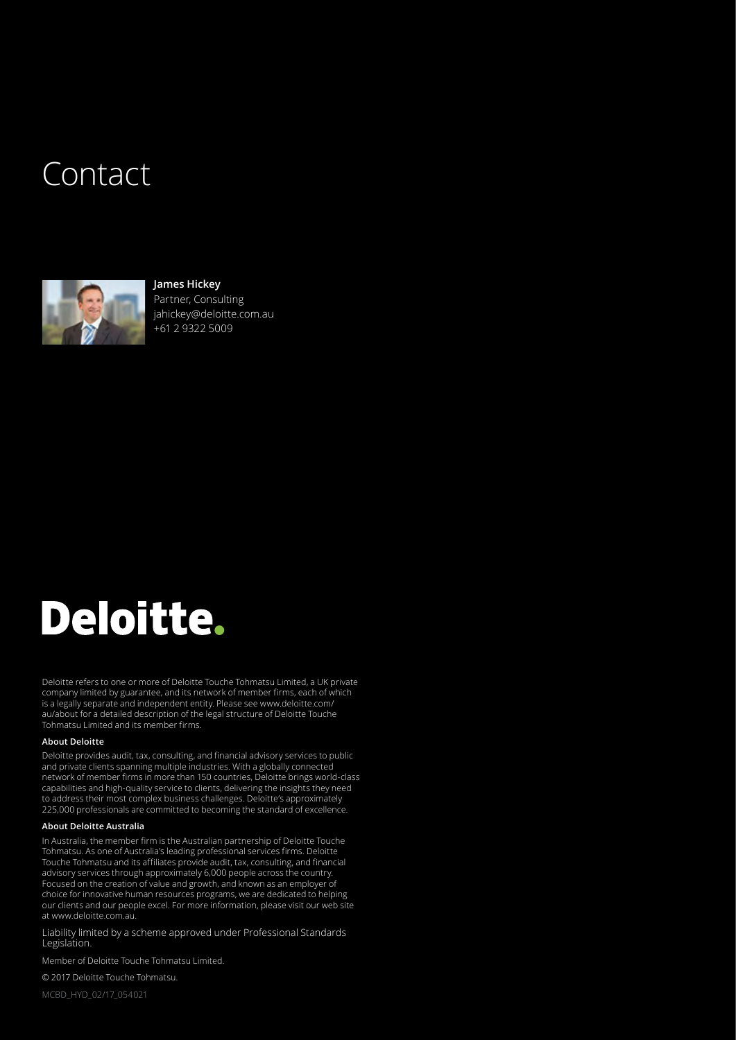# Contact

**James Hickey**
Partner, Consulting
jahickey@deloitte.com.au
+61 2 9322 5009

# Deloitte.

Deloitte refers to one or more of Deloitte Touche Tohmatsu Limited, a UK private company limited by guarantee, and its network of member firms, each of which is a legally separate and independent entity. Please see www.deloitte.com/au/about for a detailed description of the legal structure of Deloitte Touche Tohmatsu Limited and its member firms.

**About Deloitte**

Deloitte provides audit, tax, consulting, and financial advisory services to public and private clients spanning multiple industries. With a globally connected network of member firms in more than 150 countries, Deloitte brings world-class capabilities and high-quality service to clients, delivering the insights they need to address their most complex business challenges. Deloitte's approximately 225,000 professionals are committed to becoming the standard of excellence.

**About Deloitte Australia**

In Australia, the member firm is the Australian partnership of Deloitte Touche Tohmatsu. As one of Australia's leading professional services firms. Deloitte Touche Tohmatsu and its affiliates provide audit, tax, consulting, and financial advisory services through approximately 6,000 people across the country. Focused on the creation of value and growth, and known as an employer of choice for innovative human resources programs, we are dedicated to helping our clients and our people excel. For more information, please visit our web site at www.deloitte.com.au.

Liability limited by a scheme approved under Professional Standards Legislation.

Member of Deloitte Touche Tohmatsu Limited.

© 2017 Deloitte Touche Tohmatsu.

MCBD_HYD_02/17_054021